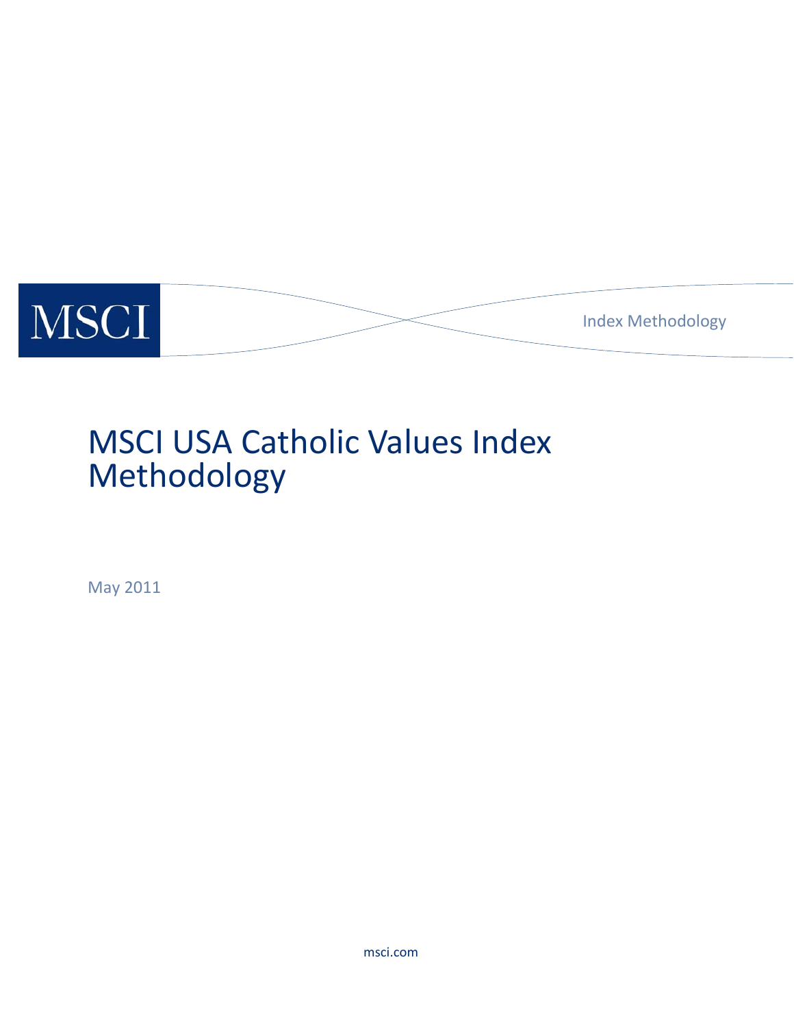MSCI

Index Methodology

# MSCI USA Catholic Values Index Methodology

May 2011

msci.com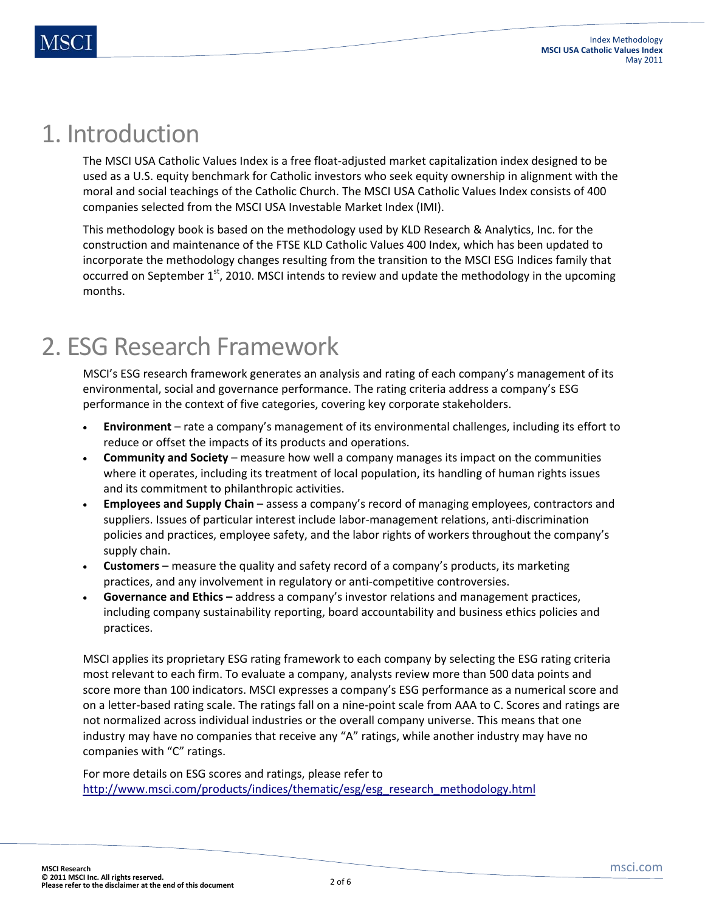# 1. Introduction

The MSCI USA Catholic Values Index is a free float-adjusted market capitalization index designed to be used as a U.S. equity benchmark for Catholic investors who seek equity ownership in alignment with the moral and social teachings of the Catholic Church. The MSCI USA Catholic Values Index consists of 400 companies selected from the MSCI USA Investable Market Index (IMI).

This methodology book is based on the methodology used by KLD Research & Analytics, Inc. for the construction and maintenance of the FTSE KLD Catholic Values 400 Index, which has been updated to incorporate the methodology changes resulting from the transition to the MSCI ESG Indices family that occurred on September 1st, 2010. MSCI intends to review and update the methodology in the upcoming months.

# 2. ESG Research Framework

MSCI's ESG research framework generates an analysis and rating of each company's management of its environmental, social and governance performance. The rating criteria address a company's ESG performance in the context of five categories, covering key corporate stakeholders.

- **Environment** – rate a company's management of its environmental challenges, including its effort to reduce or offset the impacts of its products and operations.
- **Community and Society** – measure how well a company manages its impact on the communities where it operates, including its treatment of local population, its handling of human rights issues and its commitment to philanthropic activities.
- **Employees and Supply Chain** – assess a company's record of managing employees, contractors and suppliers. Issues of particular interest include labor-management relations, anti-discrimination policies and practices, employee safety, and the labor rights of workers throughout the company's supply chain.
- **Customers** – measure the quality and safety record of a company's products, its marketing practices, and any involvement in regulatory or anti-competitive controversies.
- **Governance and Ethics –** address a company's investor relations and management practices, including company sustainability reporting, board accountability and business ethics policies and practices.

MSCI applies its proprietary ESG rating framework to each company by selecting the ESG rating criteria most relevant to each firm. To evaluate a company, analysts review more than 500 data points and score more than 100 indicators. MSCI expresses a company's ESG performance as a numerical score and on a letter-based rating scale. The ratings fall on a nine-point scale from AAA to C. Scores and ratings are not normalized across individual industries or the overall company universe. This means that one industry may have no companies that receive any "A" ratings, while another industry may have no companies with "C" ratings.

For more details on ESG scores and ratings, please refer to
http://www.msci.com/products/indices/thematic/esg/esg_research_methodology.html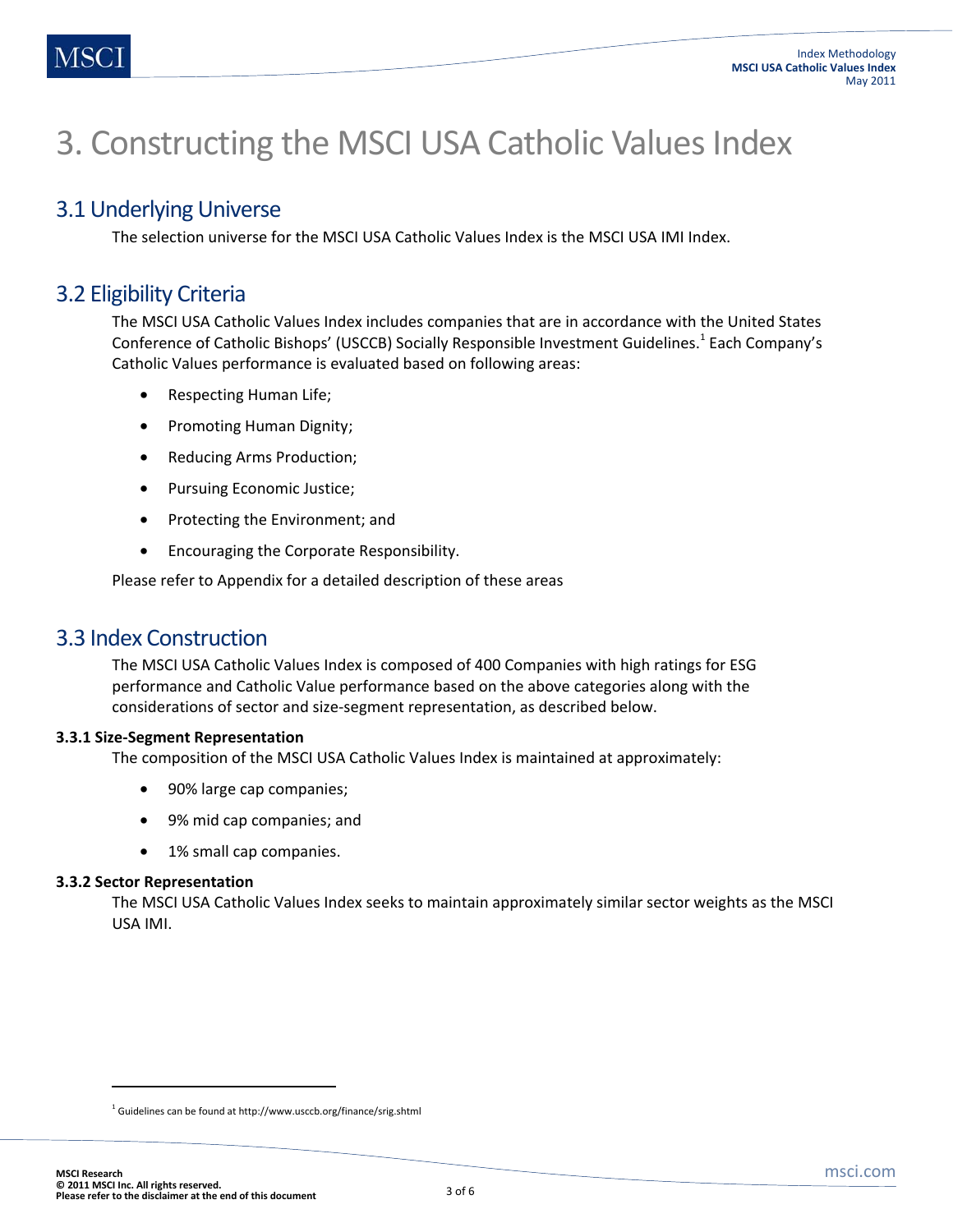# 3. Constructing the MSCI USA Catholic Values Index

## 3.1 Underlying Universe

The selection universe for the MSCI USA Catholic Values Index is the MSCI USA IMI Index.

## 3.2 Eligibility Criteria

The MSCI USA Catholic Values Index includes companies that are in accordance with the United States Conference of Catholic Bishops' (USCCB) Socially Responsible Investment Guidelines.[1] Each Company's Catholic Values performance is evaluated based on following areas:

- Respecting Human Life;
- Promoting Human Dignity;
- Reducing Arms Production;
- Pursuing Economic Justice;
- Protecting the Environment; and
- Encouraging the Corporate Responsibility.

Please refer to Appendix for a detailed description of these areas

## 3.3 Index Construction

The MSCI USA Catholic Values Index is composed of 400 Companies with high ratings for ESG performance and Catholic Value performance based on the above categories along with the considerations of sector and size-segment representation, as described below.

### 3.3.1 Size-Segment Representation

The composition of the MSCI USA Catholic Values Index is maintained at approximately:

- 90% large cap companies;
- 9% mid cap companies; and
- 1% small cap companies.

### 3.3.2 Sector Representation

The MSCI USA Catholic Values Index seeks to maintain approximately similar sector weights as the MSCI USA IMI.

---

[1] Guidelines can be found at http://www.usccb.org/finance/srig.shtml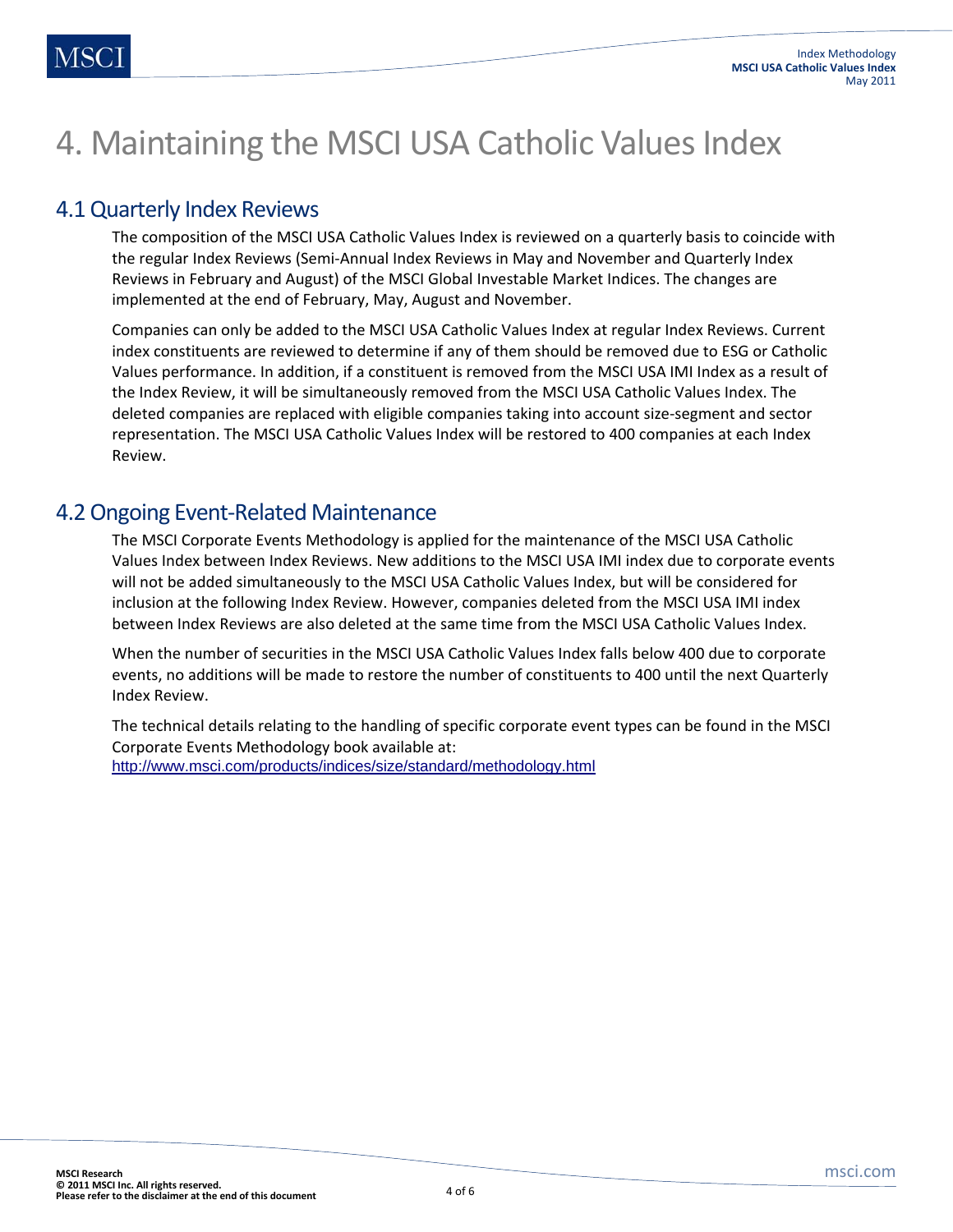# 4. Maintaining the MSCI USA Catholic Values Index

## 4.1 Quarterly Index Reviews

The composition of the MSCI USA Catholic Values Index is reviewed on a quarterly basis to coincide with the regular Index Reviews (Semi-Annual Index Reviews in May and November and Quarterly Index Reviews in February and August) of the MSCI Global Investable Market Indices. The changes are implemented at the end of February, May, August and November.

Companies can only be added to the MSCI USA Catholic Values Index at regular Index Reviews. Current index constituents are reviewed to determine if any of them should be removed due to ESG or Catholic Values performance. In addition, if a constituent is removed from the MSCI USA IMI Index as a result of the Index Review, it will be simultaneously removed from the MSCI USA Catholic Values Index. The deleted companies are replaced with eligible companies taking into account size-segment and sector representation. The MSCI USA Catholic Values Index will be restored to 400 companies at each Index Review.

## 4.2 Ongoing Event-Related Maintenance

The MSCI Corporate Events Methodology is applied for the maintenance of the MSCI USA Catholic Values Index between Index Reviews. New additions to the MSCI USA IMI index due to corporate events will not be added simultaneously to the MSCI USA Catholic Values Index, but will be considered for inclusion at the following Index Review. However, companies deleted from the MSCI USA IMI index between Index Reviews are also deleted at the same time from the MSCI USA Catholic Values Index.

When the number of securities in the MSCI USA Catholic Values Index falls below 400 due to corporate events, no additions will be made to restore the number of constituents to 400 until the next Quarterly Index Review.

The technical details relating to the handling of specific corporate event types can be found in the MSCI Corporate Events Methodology book available at:
http://www.msci.com/products/indices/size/standard/methodology.html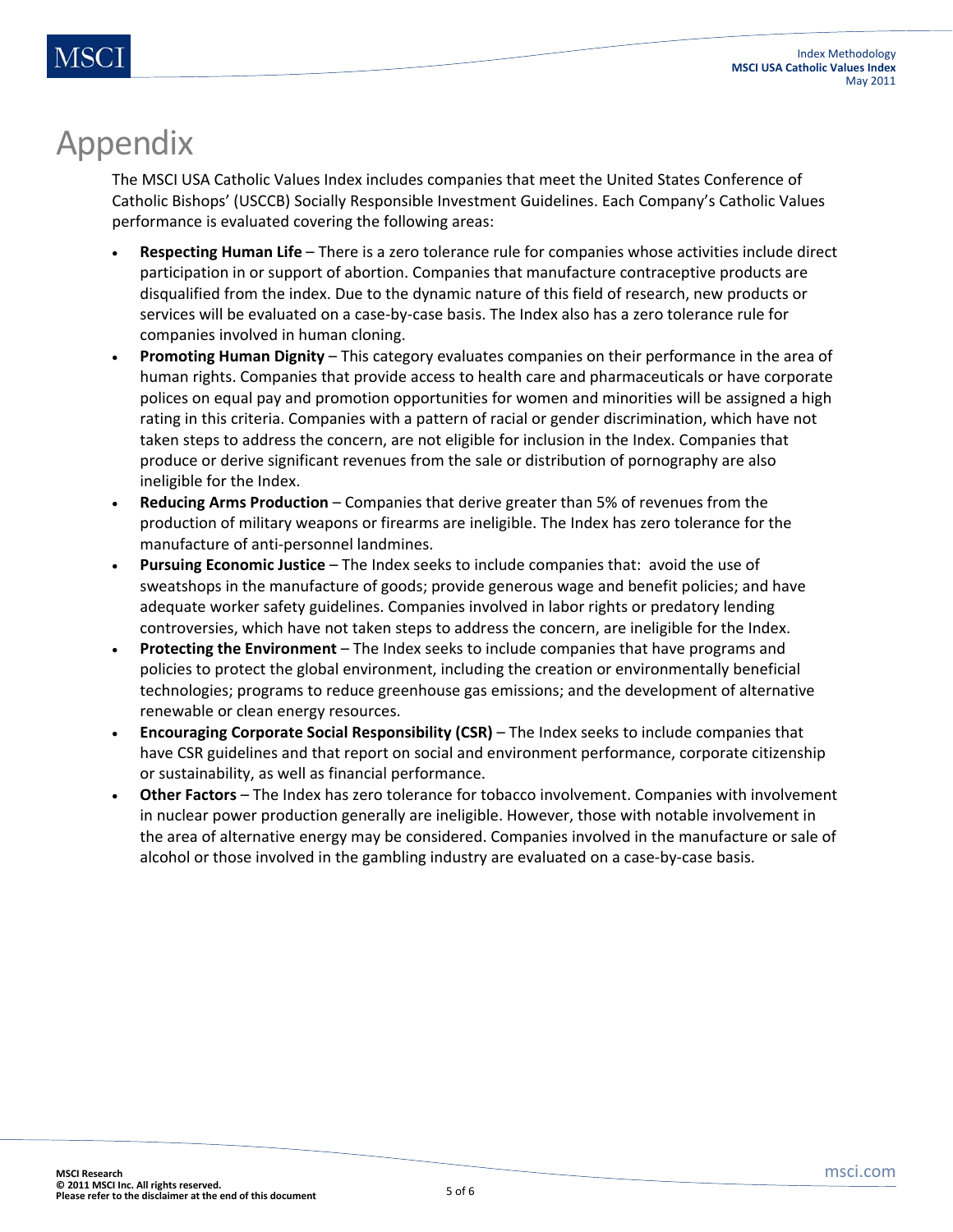# Appendix

The MSCI USA Catholic Values Index includes companies that meet the United States Conference of Catholic Bishops' (USCCB) Socially Responsible Investment Guidelines. Each Company's Catholic Values performance is evaluated covering the following areas:

- **Respecting Human Life** – There is a zero tolerance rule for companies whose activities include direct participation in or support of abortion. Companies that manufacture contraceptive products are disqualified from the index. Due to the dynamic nature of this field of research, new products or services will be evaluated on a case-by-case basis. The Index also has a zero tolerance rule for companies involved in human cloning.
- **Promoting Human Dignity** – This category evaluates companies on their performance in the area of human rights. Companies that provide access to health care and pharmaceuticals or have corporate polices on equal pay and promotion opportunities for women and minorities will be assigned a high rating in this criteria. Companies with a pattern of racial or gender discrimination, which have not taken steps to address the concern, are not eligible for inclusion in the Index. Companies that produce or derive significant revenues from the sale or distribution of pornography are also ineligible for the Index.
- **Reducing Arms Production** – Companies that derive greater than 5% of revenues from the production of military weapons or firearms are ineligible. The Index has zero tolerance for the manufacture of anti-personnel landmines.
- **Pursuing Economic Justice** – The Index seeks to include companies that: avoid the use of sweatshops in the manufacture of goods; provide generous wage and benefit policies; and have adequate worker safety guidelines. Companies involved in labor rights or predatory lending controversies, which have not taken steps to address the concern, are ineligible for the Index.
- **Protecting the Environment** – The Index seeks to include companies that have programs and policies to protect the global environment, including the creation or environmentally beneficial technologies; programs to reduce greenhouse gas emissions; and the development of alternative renewable or clean energy resources.
- **Encouraging Corporate Social Responsibility (CSR)** – The Index seeks to include companies that have CSR guidelines and that report on social and environment performance, corporate citizenship or sustainability, as well as financial performance.
- **Other Factors** – The Index has zero tolerance for tobacco involvement. Companies with involvement in nuclear power production generally are ineligible. However, those with notable involvement in the area of alternative energy may be considered. Companies involved in the manufacture or sale of alcohol or those involved in the gambling industry are evaluated on a case-by-case basis.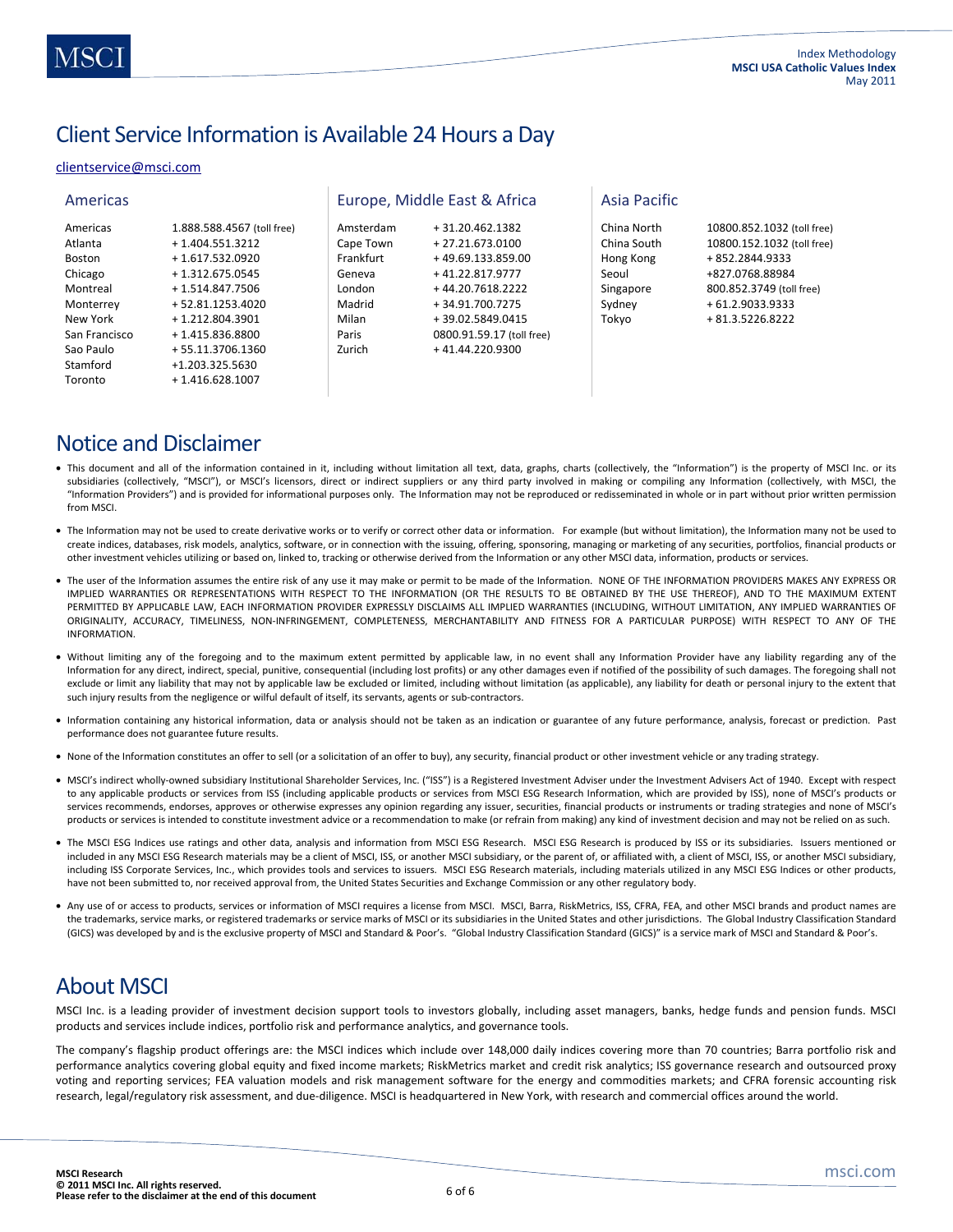# Client Service Information is Available 24 Hours a Day

clientservice@msci.com

## Americas

| | |
|---|---|
| Americas | 1.888.588.4567 (toll free) |
| Atlanta | + 1.404.551.3212 |
| Boston | + 1.617.532.0920 |
| Chicago | + 1.312.675.0545 |
| Montreal | + 1.514.847.7506 |
| Monterrey | + 52.81.1253.4020 |
| New York | + 1.212.804.3901 |
| San Francisco | + 1.415.836.8800 |
| Sao Paulo | + 55.11.3706.1360 |
| Stamford | +1.203.325.5630 |
| Toronto | + 1.416.628.1007 |

## Europe, Middle East & Africa

| | |
|---|---|
| Amsterdam | + 31.20.462.1382 |
| Cape Town | + 27.21.673.0100 |
| Frankfurt | + 49.69.133.859.00 |
| Geneva | + 41.22.817.9777 |
| London | + 44.20.7618.2222 |
| Madrid | + 34.91.700.7275 |
| Milan | + 39.02.5849.0415 |
| Paris | 0800.91.59.17 (toll free) |
| Zurich | + 41.44.220.9300 |

## Asia Pacific

| | |
|---|---|
| China North | 10800.852.1032 (toll free) |
| China South | 10800.152.1032 (toll free) |
| Hong Kong | + 852.2844.9333 |
| Seoul | +827.0768.88984 |
| Singapore | 800.852.3749 (toll free) |
| Sydney | + 61.2.9033.9333 |
| Tokyo | + 81.3.5226.8222 |

# Notice and Disclaimer

- This document and all of the information contained in it, including without limitation all text, data, graphs, charts (collectively, the "Information") is the property of MSCI Inc. or its subsidiaries (collectively, "MSCI"), or MSCI's licensors, direct or indirect suppliers or any third party involved in making or compiling any Information (collectively, with MSCI, the "Information Providers") and is provided for informational purposes only. The Information may not be reproduced or redisseminated in whole or in part without prior written permission from MSCI.
- The Information may not be used to create derivative works or to verify or correct other data or information. For example (but without limitation), the Information many not be used to create indices, databases, risk models, analytics, software, or in connection with the issuing, offering, sponsoring, managing or marketing of any securities, portfolios, financial products or other investment vehicles utilizing or based on, linked to, tracking or otherwise derived from the Information or any other MSCI data, information, products or services.
- The user of the Information assumes the entire risk of any use it may make or permit to be made of the Information. NONE OF THE INFORMATION PROVIDERS MAKES ANY EXPRESS OR IMPLIED WARRANTIES OR REPRESENTATIONS WITH RESPECT TO THE INFORMATION (OR THE RESULTS TO BE OBTAINED BY THE USE THEREOF), AND TO THE MAXIMUM EXTENT PERMITTED BY APPLICABLE LAW, EACH INFORMATION PROVIDER EXPRESSLY DISCLAIMS ALL IMPLIED WARRANTIES (INCLUDING, WITHOUT LIMITATION, ANY IMPLIED WARRANTIES OF ORIGINALITY, ACCURACY, TIMELINESS, NON-INFRINGEMENT, COMPLETENESS, MERCHANTABILITY AND FITNESS FOR A PARTICULAR PURPOSE) WITH RESPECT TO ANY OF THE INFORMATION.
- Without limiting any of the foregoing and to the maximum extent permitted by applicable law, in no event shall any Information Provider have any liability regarding any of the Information for any direct, indirect, special, punitive, consequential (including lost profits) or any other damages even if notified of the possibility of such damages. The foregoing shall not exclude or limit any liability that may not by applicable law be excluded or limited, including without limitation (as applicable), any liability for death or personal injury to the extent that such injury results from the negligence or wilful default of itself, its servants, agents or sub-contractors.
- Information containing any historical information, data or analysis should not be taken as an indication or guarantee of any future performance, analysis, forecast or prediction. Past performance does not guarantee future results.
- None of the Information constitutes an offer to sell (or a solicitation of an offer to buy), any security, financial product or other investment vehicle or any trading strategy.
- MSCI's indirect wholly-owned subsidiary Institutional Shareholder Services, Inc. ("ISS") is a Registered Investment Adviser under the Investment Advisers Act of 1940. Except with respect to any applicable products or services from ISS (including applicable products or services from MSCI ESG Research Information, which are provided by ISS), none of MSCI's products or services recommends, endorses, approves or otherwise expresses any opinion regarding any issuer, securities, financial products or instruments or trading strategies and none of MSCI's products or services is intended to constitute investment advice or a recommendation to make (or refrain from making) any kind of investment decision and may not be relied on as such.
- The MSCI ESG Indices use ratings and other data, analysis and information from MSCI ESG Research. MSCI ESG Research is produced by ISS or its subsidiaries. Issuers mentioned or included in any MSCI ESG Research materials may be a client of MSCI, ISS, or another MSCI subsidiary, or the parent of, or affiliated with, a client of MSCI, ISS, or another MSCI subsidiary, including ISS Corporate Services, Inc., which provides tools and services to issuers. MSCI ESG Research materials, including materials utilized in any MSCI ESG Indices or other products, have not been submitted to, nor received approval from, the United States Securities and Exchange Commission or any other regulatory body.
- Any use of or access to products, services or information of MSCI requires a license from MSCI. MSCI, Barra, RiskMetrics, ISS, CFRA, FEA, and other MSCI brands and product names are the trademarks, service marks, or registered trademarks or service marks of MSCI or its subsidiaries in the United States and other jurisdictions. The Global Industry Classification Standard (GICS) was developed by and is the exclusive property of MSCI and Standard & Poor's. "Global Industry Classification Standard (GICS)" is a service mark of MSCI and Standard & Poor's.

# About MSCI

MSCI Inc. is a leading provider of investment decision support tools to investors globally, including asset managers, banks, hedge funds and pension funds. MSCI products and services include indices, portfolio risk and performance analytics, and governance tools.

The company's flagship product offerings are: the MSCI indices which include over 148,000 daily indices covering more than 70 countries; Barra portfolio risk and performance analytics covering global equity and fixed income markets; RiskMetrics market and credit risk analytics; ISS governance research and outsourced proxy voting and reporting services; FEA valuation models and risk management software for the energy and commodities markets; and CFRA forensic accounting risk research, legal/regulatory risk assessment, and due-diligence. MSCI is headquartered in New York, with research and commercial offices around the world.